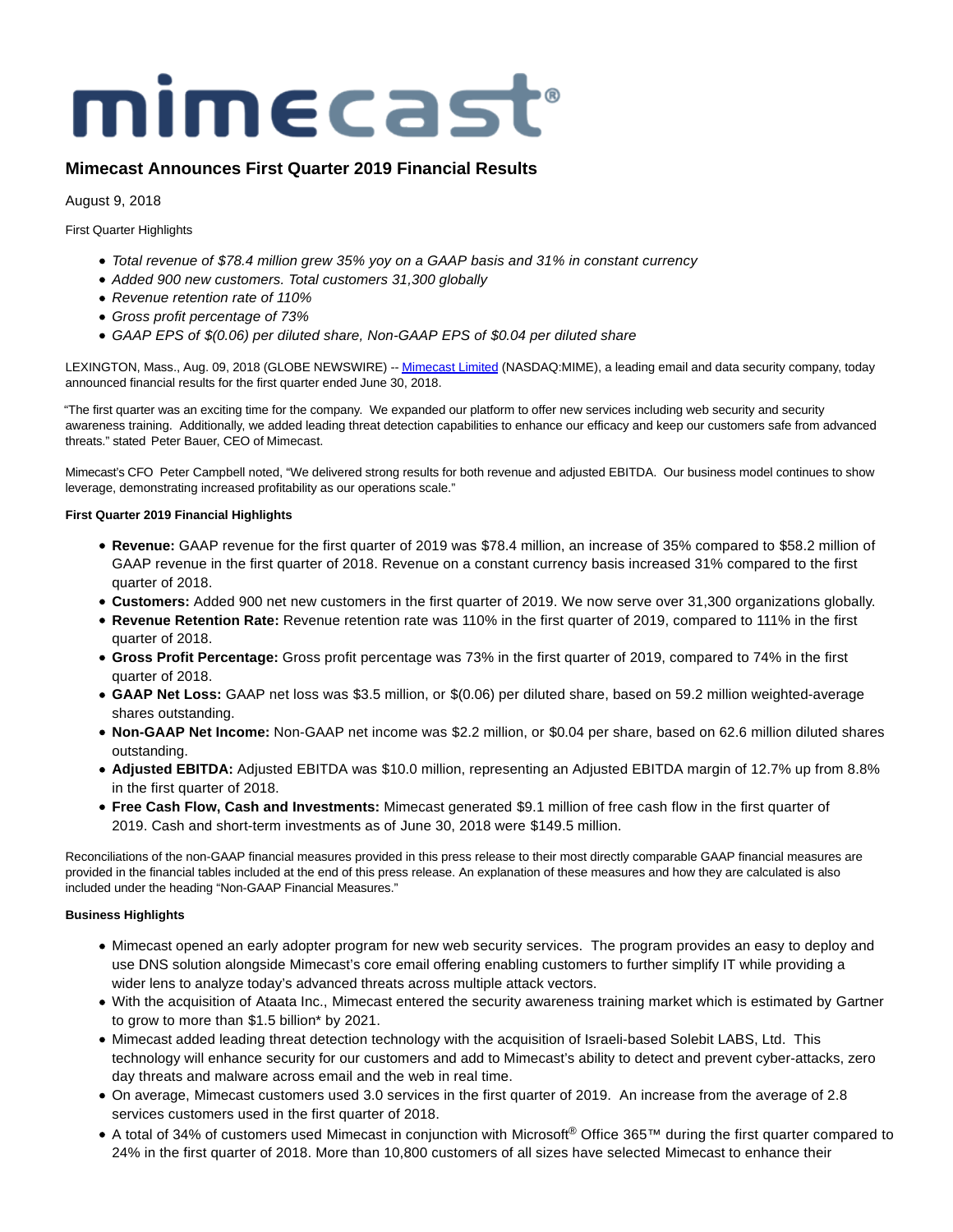# mimecast®

## Mimecast Announces First Quarter 2019 Financial Results

August 9, 2018

First Quarter Highlights

- *Total revenue of $78.4 million grew 35% yoy on a GAAP basis and 31% in constant currency*
- *Added 900 new customers. Total customers 31,300 globally*
- *Revenue retention rate of 110%*
- *Gross profit percentage of 73%*
- *GAAP EPS of $(0.06) per diluted share, Non-GAAP EPS of $0.04 per diluted share*

LEXINGTON, Mass., Aug. 09, 2018 (GLOBE NEWSWIRE) -- Mimecast Limited (NASDAQ:MIME), a leading email and data security company, today announced financial results for the first quarter ended June 30, 2018.

"The first quarter was an exciting time for the company. We expanded our platform to offer new services including web security and security awareness training. Additionally, we added leading threat detection capabilities to enhance our efficacy and keep our customers safe from advanced threats." stated Peter Bauer, CEO of Mimecast.

Mimecast's CFO Peter Campbell noted, "We delivered strong results for both revenue and adjusted EBITDA. Our business model continues to show leverage, demonstrating increased profitability as our operations scale."

**First Quarter 2019 Financial Highlights**

- **Revenue:** GAAP revenue for the first quarter of 2019 was $78.4 million, an increase of 35% compared to $58.2 million of GAAP revenue in the first quarter of 2018. Revenue on a constant currency basis increased 31% compared to the first quarter of 2018.
- **Customers:** Added 900 net new customers in the first quarter of 2019. We now serve over 31,300 organizations globally.
- **Revenue Retention Rate:** Revenue retention rate was 110% in the first quarter of 2019, compared to 111% in the first quarter of 2018.
- **Gross Profit Percentage:** Gross profit percentage was 73% in the first quarter of 2019, compared to 74% in the first quarter of 2018.
- **GAAP Net Loss:** GAAP net loss was $3.5 million, or $(0.06) per diluted share, based on 59.2 million weighted-average shares outstanding.
- **Non-GAAP Net Income:** Non-GAAP net income was $2.2 million, or $0.04 per share, based on 62.6 million diluted shares outstanding.
- **Adjusted EBITDA:** Adjusted EBITDA was $10.0 million, representing an Adjusted EBITDA margin of 12.7% up from 8.8% in the first quarter of 2018.
- **Free Cash Flow, Cash and Investments:** Mimecast generated $9.1 million of free cash flow in the first quarter of 2019. Cash and short-term investments as of June 30, 2018 were $149.5 million.

Reconciliations of the non-GAAP financial measures provided in this press release to their most directly comparable GAAP financial measures are provided in the financial tables included at the end of this press release. An explanation of these measures and how they are calculated is also included under the heading "Non-GAAP Financial Measures."

**Business Highlights**

- Mimecast opened an early adopter program for new web security services. The program provides an easy to deploy and use DNS solution alongside Mimecast's core email offering enabling customers to further simplify IT while providing a wider lens to analyze today's advanced threats across multiple attack vectors.
- With the acquisition of Ataata Inc., Mimecast entered the security awareness training market which is estimated by Gartner to grow to more than $1.5 billion* by 2021.
- Mimecast added leading threat detection technology with the acquisition of Israeli-based Solebit LABS, Ltd. This technology will enhance security for our customers and add to Mimecast's ability to detect and prevent cyber-attacks, zero day threats and malware across email and the web in real time.
- On average, Mimecast customers used 3.0 services in the first quarter of 2019. An increase from the average of 2.8 services customers used in the first quarter of 2018.
- A total of 34% of customers used Mimecast in conjunction with Microsoft® Office 365™ during the first quarter compared to 24% in the first quarter of 2018. More than 10,800 customers of all sizes have selected Mimecast to enhance their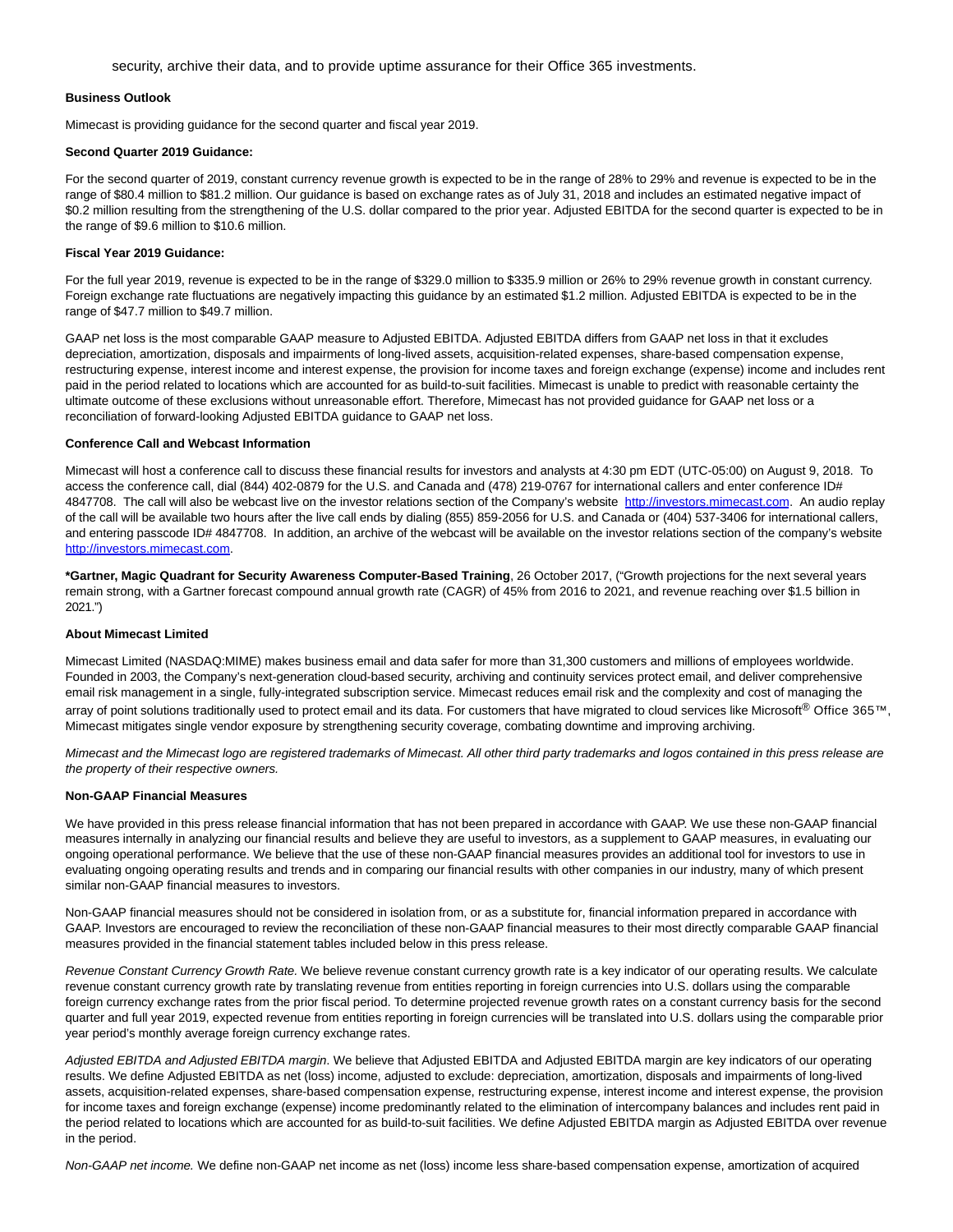security, archive their data, and to provide uptime assurance for their Office 365 investments.

**Business Outlook**

Mimecast is providing guidance for the second quarter and fiscal year 2019.

**Second Quarter 2019 Guidance:**

For the second quarter of 2019, constant currency revenue growth is expected to be in the range of 28% to 29% and revenue is expected to be in the range of $80.4 million to $81.2 million. Our guidance is based on exchange rates as of July 31, 2018 and includes an estimated negative impact of $0.2 million resulting from the strengthening of the U.S. dollar compared to the prior year. Adjusted EBITDA for the second quarter is expected to be in the range of $9.6 million to $10.6 million.

**Fiscal Year 2019 Guidance:**

For the full year 2019, revenue is expected to be in the range of $329.0 million to $335.9 million or 26% to 29% revenue growth in constant currency. Foreign exchange rate fluctuations are negatively impacting this guidance by an estimated $1.2 million. Adjusted EBITDA is expected to be in the range of $47.7 million to $49.7 million.

GAAP net loss is the most comparable GAAP measure to Adjusted EBITDA. Adjusted EBITDA differs from GAAP net loss in that it excludes depreciation, amortization, disposals and impairments of long-lived assets, acquisition-related expenses, share-based compensation expense, restructuring expense, interest income and interest expense, the provision for income taxes and foreign exchange (expense) income and includes rent paid in the period related to locations which are accounted for as build-to-suit facilities. Mimecast is unable to predict with reasonable certainty the ultimate outcome of these exclusions without unreasonable effort. Therefore, Mimecast has not provided guidance for GAAP net loss or a reconciliation of forward-looking Adjusted EBITDA guidance to GAAP net loss.

**Conference Call and Webcast Information**

Mimecast will host a conference call to discuss these financial results for investors and analysts at 4:30 pm EDT (UTC-05:00) on August 9, 2018. To access the conference call, dial (844) 402-0879 for the U.S. and Canada and (478) 219-0767 for international callers and enter conference ID# 4847708. The call will also be webcast live on the investor relations section of the Company's website [http://investors.mimecast.com](http://investors.mimecast.com). An audio replay of the call will be available two hours after the live call ends by dialing (855) 859-2056 for U.S. and Canada or (404) 537-3406 for international callers, and entering passcode ID# 4847708. In addition, an archive of the webcast will be available on the investor relations section of the company's website [http://investors.mimecast.com](http://investors.mimecast.com).

**\*Gartner, Magic Quadrant for Security Awareness Computer-Based Training**, 26 October 2017, ("Growth projections for the next several years remain strong, with a Gartner forecast compound annual growth rate (CAGR) of 45% from 2016 to 2021, and revenue reaching over $1.5 billion in 2021.")

**About Mimecast Limited**

Mimecast Limited (NASDAQ:MIME) makes business email and data safer for more than 31,300 customers and millions of employees worldwide. Founded in 2003, the Company's next-generation cloud-based security, archiving and continuity services protect email, and deliver comprehensive email risk management in a single, fully-integrated subscription service. Mimecast reduces email risk and the complexity and cost of managing the array of point solutions traditionally used to protect email and its data. For customers that have migrated to cloud services like Microsoft® Office 365™, Mimecast mitigates single vendor exposure by strengthening security coverage, combating downtime and improving archiving.

*Mimecast and the Mimecast logo are registered trademarks of Mimecast. All other third party trademarks and logos contained in this press release are the property of their respective owners.*

**Non-GAAP Financial Measures**

We have provided in this press release financial information that has not been prepared in accordance with GAAP. We use these non-GAAP financial measures internally in analyzing our financial results and believe they are useful to investors, as a supplement to GAAP measures, in evaluating our ongoing operational performance. We believe that the use of these non-GAAP financial measures provides an additional tool for investors to use in evaluating ongoing operating results and trends and in comparing our financial results with other companies in our industry, many of which present similar non-GAAP financial measures to investors.

Non-GAAP financial measures should not be considered in isolation from, or as a substitute for, financial information prepared in accordance with GAAP. Investors are encouraged to review the reconciliation of these non-GAAP financial measures to their most directly comparable GAAP financial measures provided in the financial statement tables included below in this press release.

*Revenue Constant Currency Growth Rate.* We believe revenue constant currency growth rate is a key indicator of our operating results. We calculate revenue constant currency growth rate by translating revenue from entities reporting in foreign currencies into U.S. dollars using the comparable foreign currency exchange rates from the prior fiscal period. To determine projected revenue growth rates on a constant currency basis for the second quarter and full year 2019, expected revenue from entities reporting in foreign currencies will be translated into U.S. dollars using the comparable prior year period's monthly average foreign currency exchange rates.

*Adjusted EBITDA and Adjusted EBITDA margin*. We believe that Adjusted EBITDA and Adjusted EBITDA margin are key indicators of our operating results. We define Adjusted EBITDA as net (loss) income, adjusted to exclude: depreciation, amortization, disposals and impairments of long-lived assets, acquisition-related expenses, share-based compensation expense, restructuring expense, interest income and interest expense, the provision for income taxes and foreign exchange (expense) income predominantly related to the elimination of intercompany balances and includes rent paid in the period related to locations which are accounted for as build-to-suit facilities. We define Adjusted EBITDA margin as Adjusted EBITDA over revenue in the period.

*Non-GAAP net income.* We define non-GAAP net income as net (loss) income less share-based compensation expense, amortization of acquired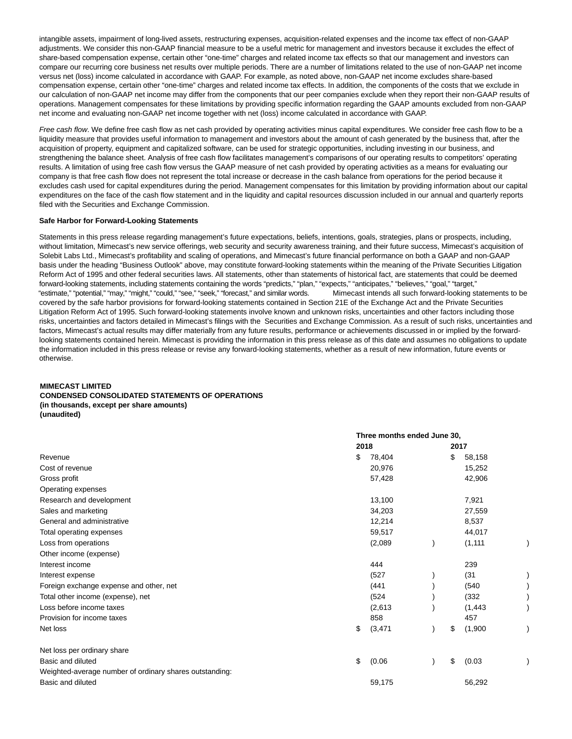intangible assets, impairment of long-lived assets, restructuring expenses, acquisition-related expenses and the income tax effect of non-GAAP adjustments. We consider this non-GAAP financial measure to be a useful metric for management and investors because it excludes the effect of share-based compensation expense, certain other "one-time" charges and related income tax effects so that our management and investors can compare our recurring core business net results over multiple periods. There are a number of limitations related to the use of non-GAAP net income versus net (loss) income calculated in accordance with GAAP. For example, as noted above, non-GAAP net income excludes share-based compensation expense, certain other "one-time" charges and related income tax effects. In addition, the components of the costs that we exclude in our calculation of non-GAAP net income may differ from the components that our peer companies exclude when they report their non-GAAP results of operations. Management compensates for these limitations by providing specific information regarding the GAAP amounts excluded from non-GAAP net income and evaluating non-GAAP net income together with net (loss) income calculated in accordance with GAAP.

*Free cash flow*. We define free cash flow as net cash provided by operating activities minus capital expenditures. We consider free cash flow to be a liquidity measure that provides useful information to management and investors about the amount of cash generated by the business that, after the acquisition of property, equipment and capitalized software, can be used for strategic opportunities, including investing in our business, and strengthening the balance sheet. Analysis of free cash flow facilitates management's comparisons of our operating results to competitors' operating results. A limitation of using free cash flow versus the GAAP measure of net cash provided by operating activities as a means for evaluating our company is that free cash flow does not represent the total increase or decrease in the cash balance from operations for the period because it excludes cash used for capital expenditures during the period. Management compensates for this limitation by providing information about our capital expenditures on the face of the cash flow statement and in the liquidity and capital resources discussion included in our annual and quarterly reports filed with the Securities and Exchange Commission.

**Safe Harbor for Forward-Looking Statements**

Statements in this press release regarding management's future expectations, beliefs, intentions, goals, strategies, plans or prospects, including, without limitation, Mimecast's new service offerings, web security and security awareness training, and their future success, Mimecast's acquisition of Solebit Labs Ltd., Mimecast's profitability and scaling of operations, and Mimecast's future financial performance on both a GAAP and non-GAAP basis under the heading "Business Outlook" above, may constitute forward-looking statements within the meaning of the Private Securities Litigation Reform Act of 1995 and other federal securities laws. All statements, other than statements of historical fact, are statements that could be deemed forward-looking statements, including statements containing the words "predicts," "plan," "expects," "anticipates," "believes," "goal," "target," "estimate," "potential," "may," "might," "could," "see," "seek," "forecast," and similar words. Mimecast intends all such forward-looking statements to be covered by the safe harbor provisions for forward-looking statements contained in Section 21E of the Exchange Act and the Private Securities Litigation Reform Act of 1995. Such forward-looking statements involve known and unknown risks, uncertainties and other factors including those risks, uncertainties and factors detailed in Mimecast's filings with the Securities and Exchange Commission. As a result of such risks, uncertainties and factors, Mimecast's actual results may differ materially from any future results, performance or achievements discussed in or implied by the forward-looking statements contained herein. Mimecast is providing the information in this press release as of this date and assumes no obligations to update the information included in this press release or revise any forward-looking statements, whether as a result of new information, future events or otherwise.

**MIMECAST LIMITED**
**CONDENSED CONSOLIDATED STATEMENTS OF OPERATIONS**
**(in thousands, except per share amounts)**
**(unaudited)**

| | Three months ended June 30, | |
|---|---|---|
| | 2018 | 2017 |
| Revenue | $ 78,404 | $ 58,158 |
| Cost of revenue | 20,976 | 15,252 |
| Gross profit | 57,428 | 42,906 |
| Operating expenses | | |
| Research and development | 13,100 | 7,921 |
| Sales and marketing | 34,203 | 27,559 |
| General and administrative | 12,214 | 8,537 |
| Total operating expenses | 59,517 | 44,017 |
| Loss from operations | (2,089) | (1,111) |
| Other income (expense) | | |
| Interest income | 444 | 239 |
| Interest expense | (527) | (31) |
| Foreign exchange expense and other, net | (441) | (540) |
| Total other income (expense), net | (524) | (332) |
| Loss before income taxes | (2,613) | (1,443) |
| Provision for income taxes | 858 | 457 |
| Net loss | $ (3,471) | $ (1,900) |
| Net loss per ordinary share | | |
| Basic and diluted | $ (0.06) | $ (0.03) |
| Weighted-average number of ordinary shares outstanding: | | |
| Basic and diluted | 59,175 | 56,292 |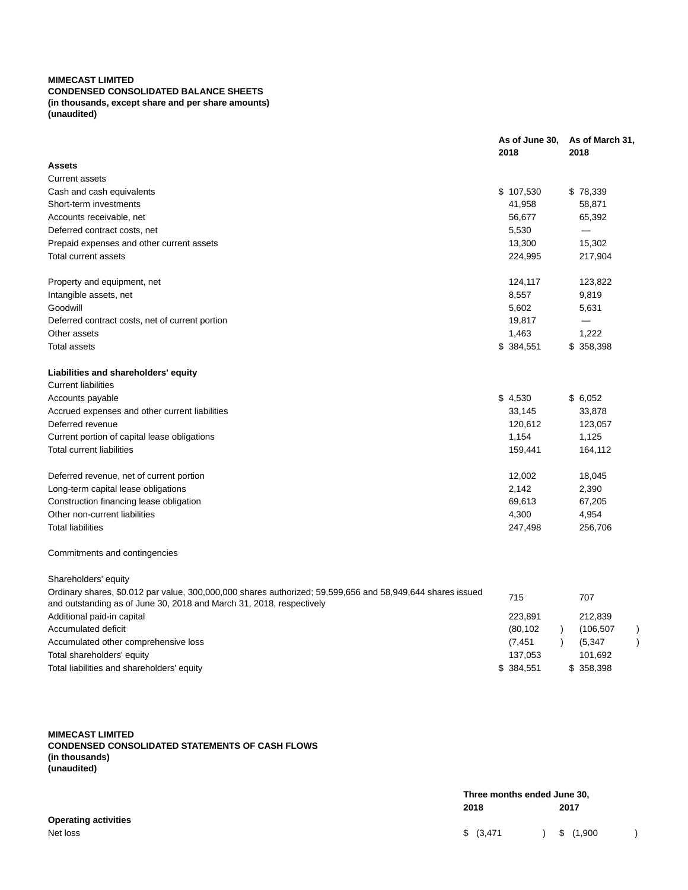**MIMECAST LIMITED**
**CONDENSED CONSOLIDATED BALANCE SHEETS**
**(in thousands, except share and per share amounts)**
**(unaudited)**

| | As of June 30, 2018 | As of March 31, 2018 |
|---|---|---|
| **Assets** | | |
| Current assets | | |
| Cash and cash equivalents | $ 107,530 | $ 78,339 |
| Short-term investments | 41,958 | 58,871 |
| Accounts receivable, net | 56,677 | 65,392 |
| Deferred contract costs, net | 5,530 | — |
| Prepaid expenses and other current assets | 13,300 | 15,302 |
| Total current assets | 224,995 | 217,904 |
| | | |
| Property and equipment, net | 124,117 | 123,822 |
| Intangible assets, net | 8,557 | 9,819 |
| Goodwill | 5,602 | 5,631 |
| Deferred contract costs, net of current portion | 19,817 | — |
| Other assets | 1,463 | 1,222 |
| Total assets | $ 384,551 | $ 358,398 |
| | | |
| **Liabilities and shareholders' equity** | | |
| Current liabilities | | |
| Accounts payable | $ 4,530 | $ 6,052 |
| Accrued expenses and other current liabilities | 33,145 | 33,878 |
| Deferred revenue | 120,612 | 123,057 |
| Current portion of capital lease obligations | 1,154 | 1,125 |
| Total current liabilities | 159,441 | 164,112 |
| | | |
| Deferred revenue, net of current portion | 12,002 | 18,045 |
| Long-term capital lease obligations | 2,142 | 2,390 |
| Construction financing lease obligation | 69,613 | 67,205 |
| Other non-current liabilities | 4,300 | 4,954 |
| Total liabilities | 247,498 | 256,706 |
| | | |
| Commitments and contingencies | | |
| | | |
| Shareholders' equity | | |
| Ordinary shares, $0.012 par value, 300,000,000 shares authorized; 59,599,656 and 58,949,644 shares issued and outstanding as of June 30, 2018 and March 31, 2018, respectively | 715 | 707 |
| Additional paid-in capital | 223,891 | 212,839 |
| Accumulated deficit | (80,102) | (106,507) |
| Accumulated other comprehensive loss | (7,451) | (5,347) |
| Total shareholders' equity | 137,053 | 101,692 |
| Total liabilities and shareholders' equity | $ 384,551 | $ 358,398 |

**MIMECAST LIMITED**
**CONDENSED CONSOLIDATED STATEMENTS OF CASH FLOWS**
**(in thousands)**
**(unaudited)**

| | Three months ended June 30, | |
|---|---|---|
| | 2018 | 2017 |
| **Operating activities** | | |
| Net loss | $ (3,471) | $ (1,900) |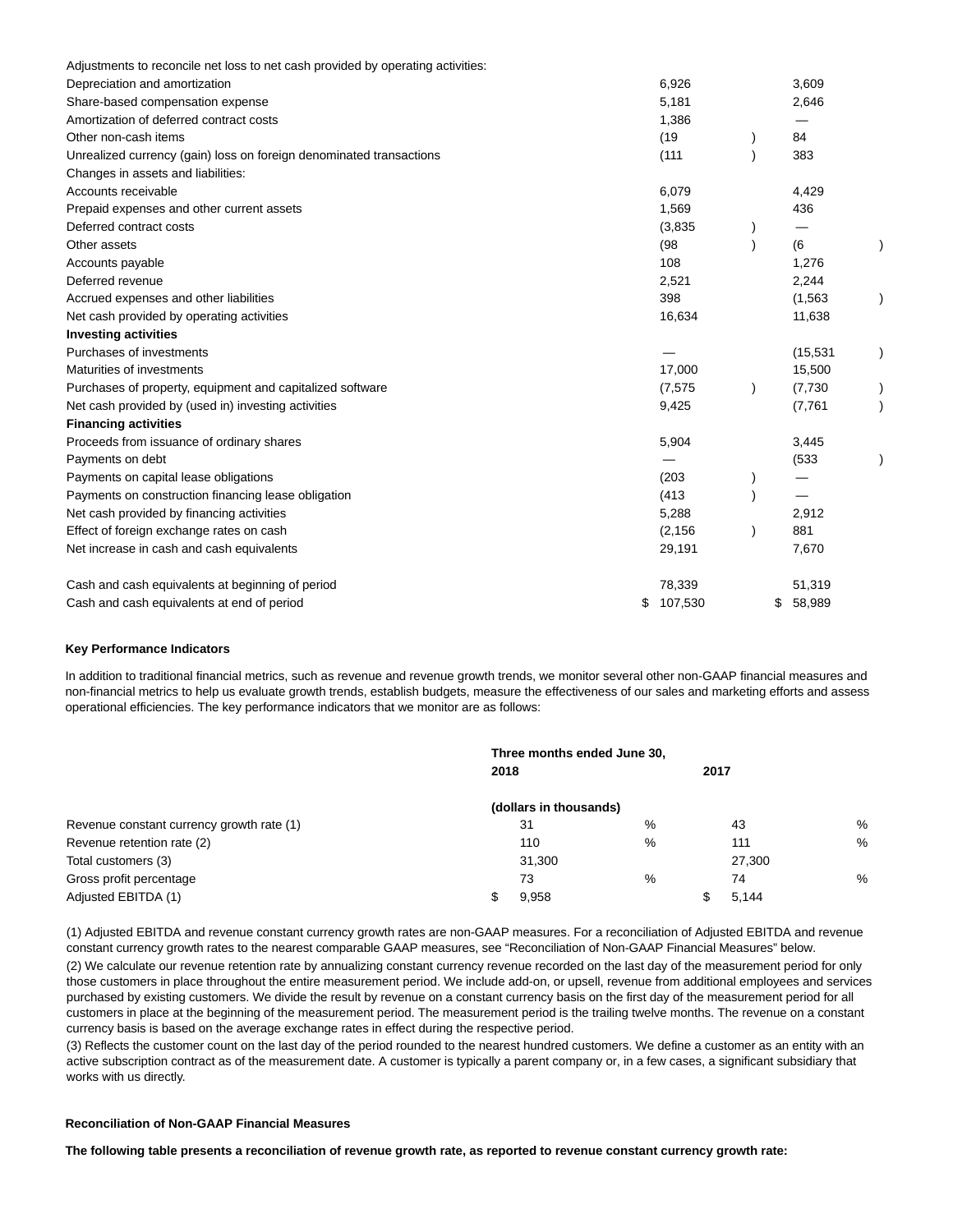| | | |
|---|---|---|
| Adjustments to reconcile net loss to net cash provided by operating activities: | | |
| Depreciation and amortization | 6,926 | 3,609 |
| Share-based compensation expense | 5,181 | 2,646 |
| Amortization of deferred contract costs | 1,386 | — |
| Other non-cash items | (19) | 84 |
| Unrealized currency (gain) loss on foreign denominated transactions | (111) | 383 |
| Changes in assets and liabilities: | | |
| Accounts receivable | 6,079 | 4,429 |
| Prepaid expenses and other current assets | 1,569 | 436 |
| Deferred contract costs | (3,835) | — |
| Other assets | (98) | (6) |
| Accounts payable | 108 | 1,276 |
| Deferred revenue | 2,521 | 2,244 |
| Accrued expenses and other liabilities | 398 | (1,563) |
| Net cash provided by operating activities | 16,634 | 11,638 |
| **Investing activities** | | |
| Purchases of investments | — | (15,531) |
| Maturities of investments | 17,000 | 15,500 |
| Purchases of property, equipment and capitalized software | (7,575) | (7,730) |
| Net cash provided by (used in) investing activities | 9,425 | (7,761) |
| **Financing activities** | | |
| Proceeds from issuance of ordinary shares | 5,904 | 3,445 |
| Payments on debt | — | (533) |
| Payments on capital lease obligations | (203) | — |
| Payments on construction financing lease obligation | (413) | — |
| Net cash provided by financing activities | 5,288 | 2,912 |
| Effect of foreign exchange rates on cash | (2,156) | 881 |
| Net increase in cash and cash equivalents | 29,191 | 7,670 |
| | | |
| Cash and cash equivalents at beginning of period | 78,339 | 51,319 |
| Cash and cash equivalents at end of period | $ 107,530 | $ 58,989 |

**Key Performance Indicators**

In addition to traditional financial metrics, such as revenue and revenue growth trends, we monitor several other non-GAAP financial measures and non-financial metrics to help us evaluate growth trends, establish budgets, measure the effectiveness of our sales and marketing efforts and assess operational efficiencies. The key performance indicators that we monitor are as follows:

| | Three months ended June 30, | |
|---|---|---|
| | 2018 | 2017 |
| | (dollars in thousands) | |
| Revenue constant currency growth rate (1) | 31 % | 43 % |
| Revenue retention rate (2) | 110 % | 111 % |
| Total customers (3) | 31,300 | 27,300 |
| Gross profit percentage | 73 % | 74 % |
| Adjusted EBITDA (1) | $ 9,958 | $ 5,144 |

(1) Adjusted EBITDA and revenue constant currency growth rates are non-GAAP measures. For a reconciliation of Adjusted EBITDA and revenue constant currency growth rates to the nearest comparable GAAP measures, see "Reconciliation of Non-GAAP Financial Measures" below.

(2) We calculate our revenue retention rate by annualizing constant currency revenue recorded on the last day of the measurement period for only those customers in place throughout the entire measurement period. We include add-on, or upsell, revenue from additional employees and services purchased by existing customers. We divide the result by revenue on a constant currency basis on the first day of the measurement period for all customers in place at the beginning of the measurement period. The measurement period is the trailing twelve months. The revenue on a constant currency basis is based on the average exchange rates in effect during the respective period.

(3) Reflects the customer count on the last day of the period rounded to the nearest hundred customers. We define a customer as an entity with an active subscription contract as of the measurement date. A customer is typically a parent company or, in a few cases, a significant subsidiary that works with us directly.

**Reconciliation of Non-GAAP Financial Measures**

**The following table presents a reconciliation of revenue growth rate, as reported to revenue constant currency growth rate:**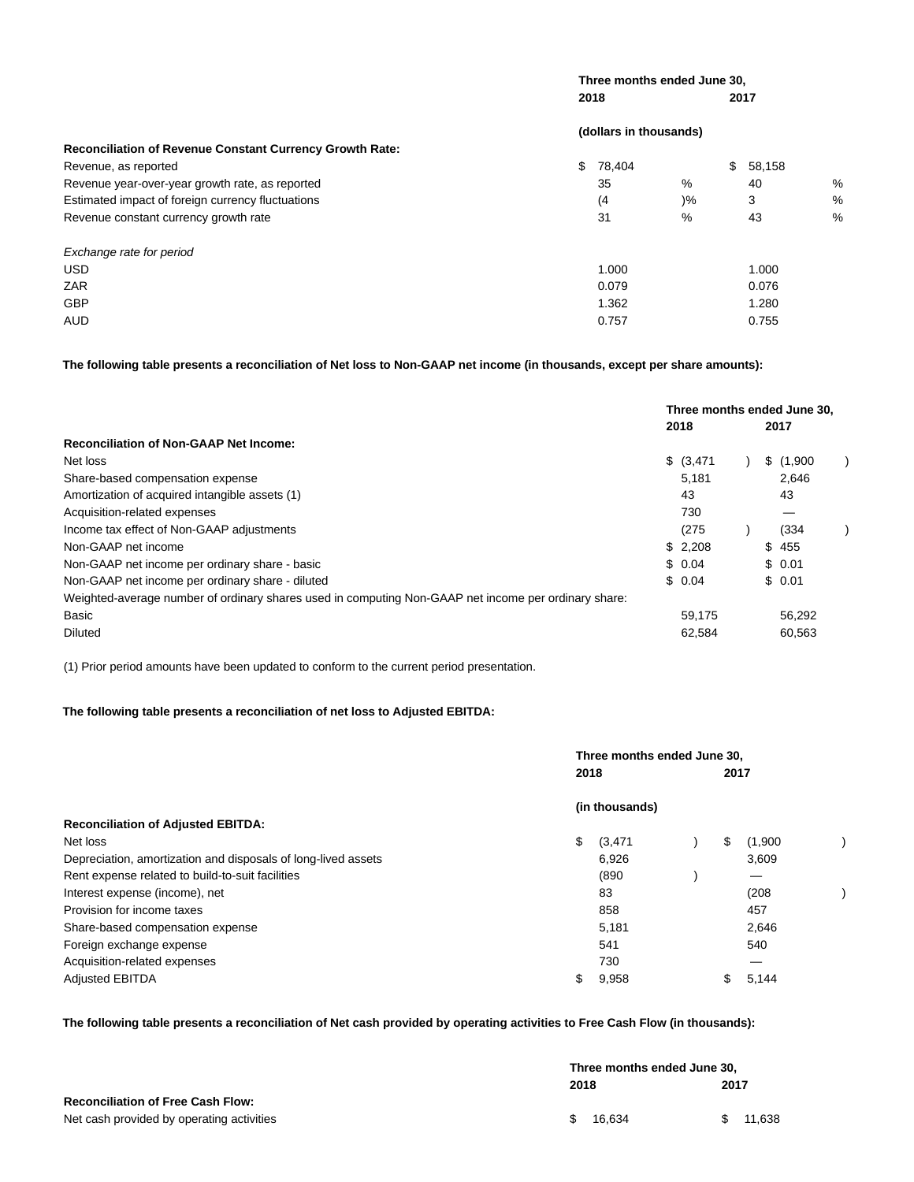| | Three months ended June 30, | |
|---|---|---|
| | 2018 | 2017 |
| | (dollars in thousands) | |
| **Reconciliation of Revenue Constant Currency Growth Rate:** | | |
| Revenue, as reported | $ 78,404 | $ 58,158 |
| Revenue year-over-year growth rate, as reported | 35 % | 40 % |
| Estimated impact of foreign currency fluctuations | (4 )% | 3 % |
| Revenue constant currency growth rate | 31 % | 43 % |
| | | |
| *Exchange rate for period* | | |
| USD | 1.000 | 1.000 |
| ZAR | 0.079 | 0.076 |
| GBP | 1.362 | 1.280 |
| AUD | 0.757 | 0.755 |

**The following table presents a reconciliation of Net loss to Non-GAAP net income (in thousands, except per share amounts):**

| | Three months ended June 30, | |
|---|---|---|
| | 2018 | 2017 |
| **Reconciliation of Non-GAAP Net Income:** | | |
| Net loss | $ (3,471 ) | $ (1,900 ) |
| Share-based compensation expense | 5,181 | 2,646 |
| Amortization of acquired intangible assets (1) | 43 | 43 |
| Acquisition-related expenses | 730 | — |
| Income tax effect of Non-GAAP adjustments | (275 ) | (334 ) |
| Non-GAAP net income | $ 2,208 | $ 455 |
| Non-GAAP net income per ordinary share - basic | $ 0.04 | $ 0.01 |
| Non-GAAP net income per ordinary share - diluted | $ 0.04 | $ 0.01 |
| Weighted-average number of ordinary shares used in computing Non-GAAP net income per ordinary share: | | |
| Basic | 59,175 | 56,292 |
| Diluted | 62,584 | 60,563 |

(1) Prior period amounts have been updated to conform to the current period presentation.

**The following table presents a reconciliation of net loss to Adjusted EBITDA:**

| | Three months ended June 30, | |
|---|---|---|
| | 2018 | 2017 |
| | (in thousands) | |
| **Reconciliation of Adjusted EBITDA:** | | |
| Net loss | $ (3,471 ) | $ (1,900 ) |
| Depreciation, amortization and disposals of long-lived assets | 6,926 | 3,609 |
| Rent expense related to build-to-suit facilities | (890 ) | — |
| Interest expense (income), net | 83 | (208 ) |
| Provision for income taxes | 858 | 457 |
| Share-based compensation expense | 5,181 | 2,646 |
| Foreign exchange expense | 541 | 540 |
| Acquisition-related expenses | 730 | — |
| Adjusted EBITDA | $ 9,958 | $ 5,144 |

**The following table presents a reconciliation of Net cash provided by operating activities to Free Cash Flow (in thousands):**

| | Three months ended June 30, | |
|---|---|---|
| | 2018 | 2017 |
| **Reconciliation of Free Cash Flow:** | | |
| Net cash provided by operating activities | $ 16,634 | $ 11,638 |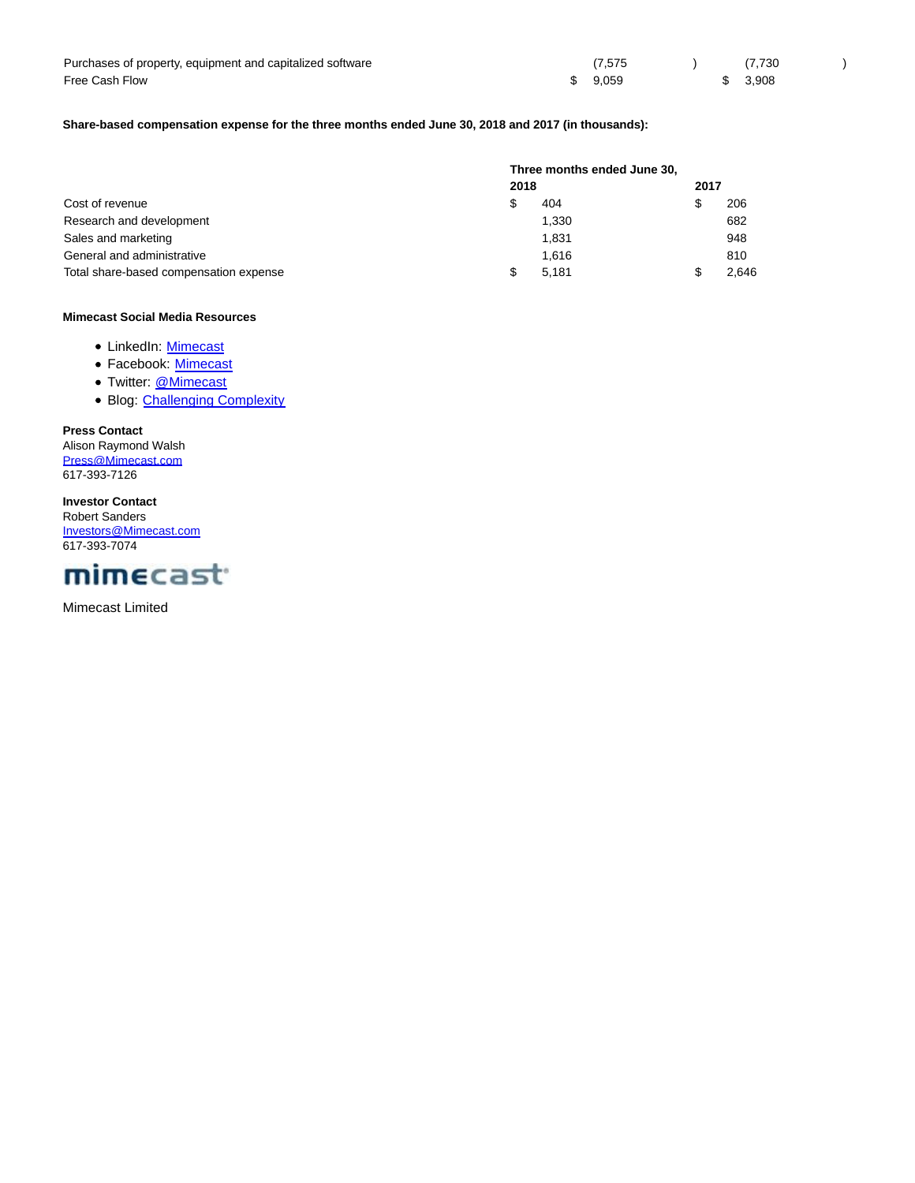| | | |
|---|---|---|
| Purchases of property, equipment and capitalized software | (7,575) | (7,730) |
| Free Cash Flow | $ 9,059 | $ 3,908 |

**Share-based compensation expense for the three months ended June 30, 2018 and 2017 (in thousands):**

| | Three months ended June 30, | |
|---|---|---|
| | **2018** | **2017** |
| Cost of revenue | $ 404 | $ 206 |
| Research and development | 1,330 | 682 |
| Sales and marketing | 1,831 | 948 |
| General and administrative | 1,616 | 810 |
| Total share-based compensation expense | $ 5,181 | $ 2,646 |

**Mimecast Social Media Resources**

- LinkedIn: Mimecast
- Facebook: Mimecast
- Twitter: @Mimecast
- Blog: Challenging Complexity

**Press Contact**
Alison Raymond Walsh
Press@Mimecast.com
617-393-7126

**Investor Contact**
Robert Sanders
Investors@Mimecast.com
617-393-7074

mimecast

Mimecast Limited